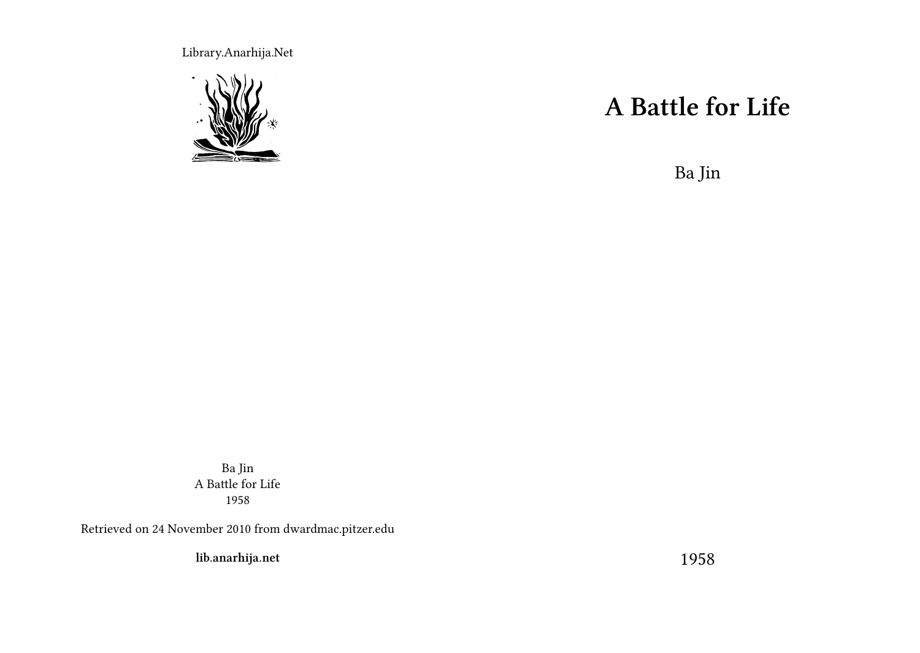Library.Anarhija.Net

# A Battle for Life

Ba Jin

1958

Ba Jin
A Battle for Life
1958

Retrieved on 24 November 2010 from dwardmac.pitzer.edu

**lib.anarhija.net**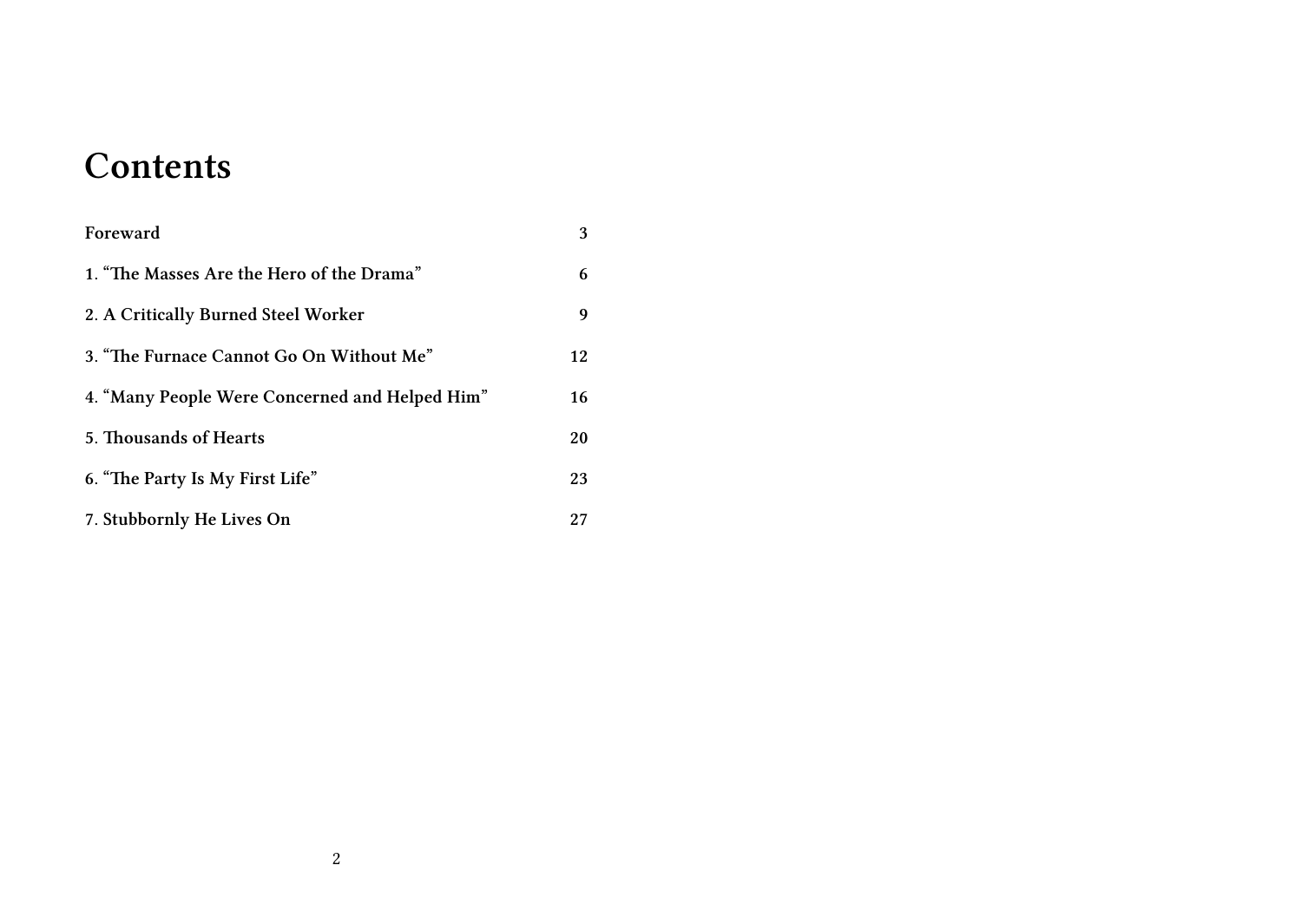# Contents

| | |
|---|---|
| Foreward | 3 |
| 1. “The Masses Are the Hero of the Drama” | 6 |
| 2. A Critically Burned Steel Worker | 9 |
| 3. “The Furnace Cannot Go On Without Me” | 12 |
| 4. “Many People Were Concerned and Helped Him” | 16 |
| 5. Thousands of Hearts | 20 |
| 6. “The Party Is My First Life” | 23 |
| 7. Stubbornly He Lives On | 27 |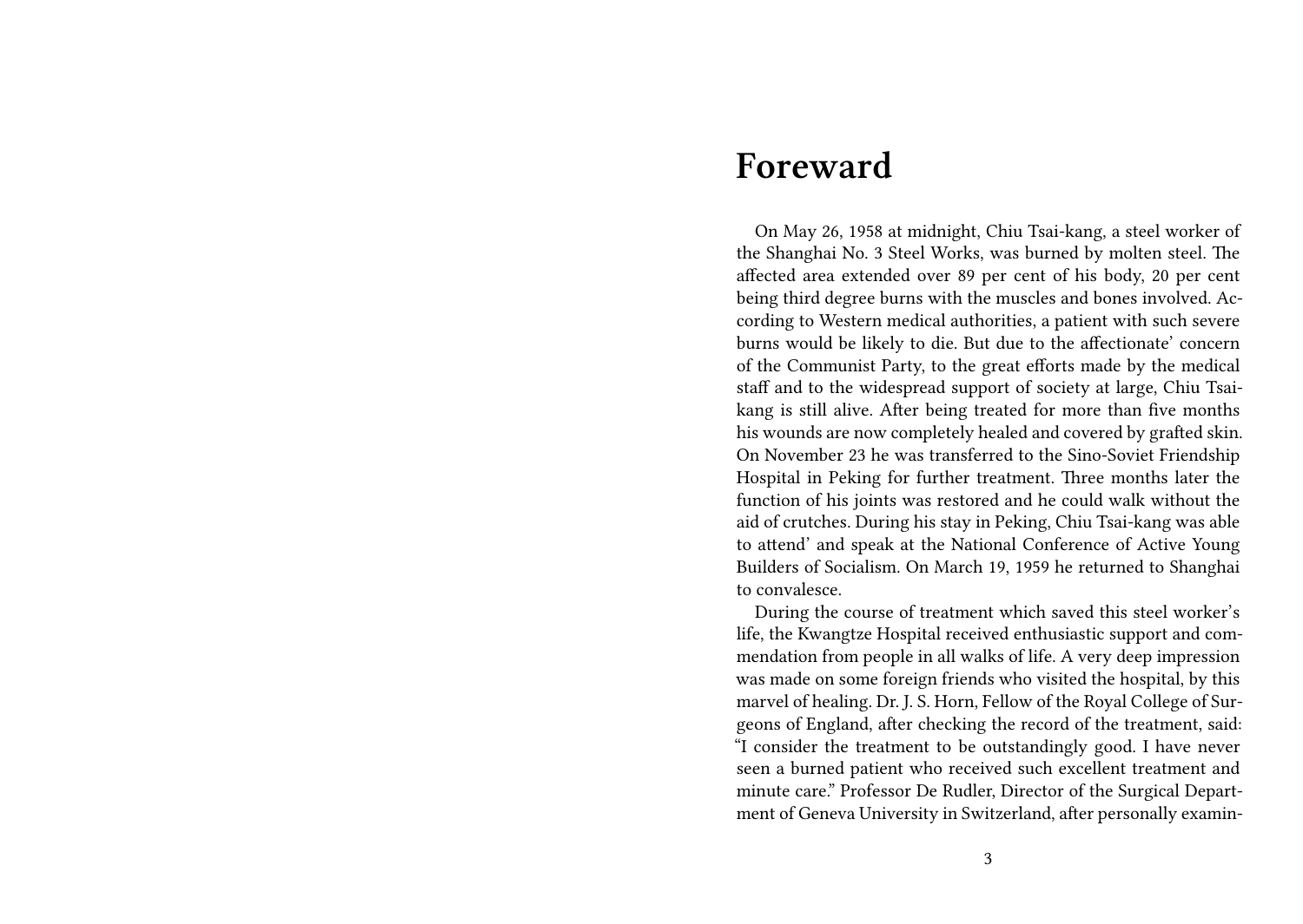# Foreward

On May 26, 1958 at midnight, Chiu Tsai-kang, a steel worker of the Shanghai No. 3 Steel Works, was burned by molten steel. The affected area extended over 89 per cent of his body, 20 per cent being third degree burns with the muscles and bones involved. According to Western medical authorities, a patient with such severe burns would be likely to die. But due to the affectionate' concern of the Communist Party, to the great efforts made by the medical staff and to the widespread support of society at large, Chiu Tsai-kang is still alive. After being treated for more than five months his wounds are now completely healed and covered by grafted skin. On November 23 he was transferred to the Sino-Soviet Friendship Hospital in Peking for further treatment. Three months later the function of his joints was restored and he could walk without the aid of crutches. During his stay in Peking, Chiu Tsai-kang was able to attend' and speak at the National Conference of Active Young Builders of Socialism. On March 19, 1959 he returned to Shanghai to convalesce.

During the course of treatment which saved this steel worker's life, the Kwangtze Hospital received enthusiastic support and commendation from people in all walks of life. A very deep impression was made on some foreign friends who visited the hospital, by this marvel of healing. Dr. J. S. Horn, Fellow of the Royal College of Surgeons of England, after checking the record of the treatment, said: "I consider the treatment to be outstandingly good. I have never seen a burned patient who received such excellent treatment and minute care." Professor De Rudler, Director of the Surgical Department of Geneva University in Switzerland, after personally examin-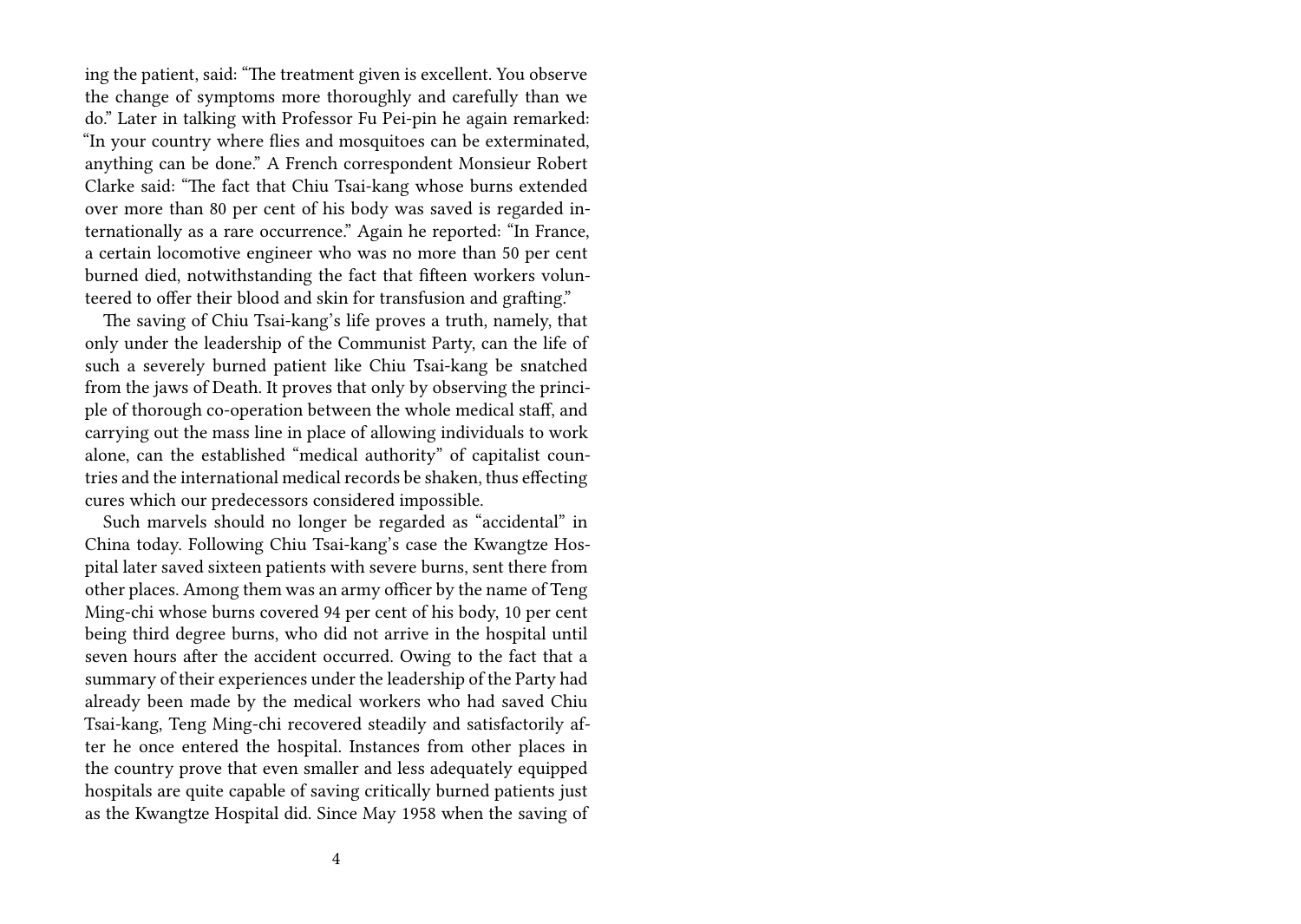ing the patient, said: "The treatment given is excellent. You observe the change of symptoms more thoroughly and carefully than we do." Later in talking with Professor Fu Pei-pin he again remarked: "In your country where flies and mosquitoes can be exterminated, anything can be done." A French correspondent Monsieur Robert Clarke said: "The fact that Chiu Tsai-kang whose burns extended over more than 80 per cent of his body was saved is regarded internationally as a rare occurrence." Again he reported: "In France, a certain locomotive engineer who was no more than 50 per cent burned died, notwithstanding the fact that fifteen workers volunteered to offer their blood and skin for transfusion and grafting."

The saving of Chiu Tsai-kang's life proves a truth, namely, that only under the leadership of the Communist Party, can the life of such a severely burned patient like Chiu Tsai-kang be snatched from the jaws of Death. It proves that only by observing the principle of thorough co-operation between the whole medical staff, and carrying out the mass line in place of allowing individuals to work alone, can the established "medical authority" of capitalist countries and the international medical records be shaken, thus effecting cures which our predecessors considered impossible.

Such marvels should no longer be regarded as "accidental" in China today. Following Chiu Tsai-kang's case the Kwangtze Hospital later saved sixteen patients with severe burns, sent there from other places. Among them was an army officer by the name of Teng Ming-chi whose burns covered 94 per cent of his body, 10 per cent being third degree burns, who did not arrive in the hospital until seven hours after the accident occurred. Owing to the fact that a summary of their experiences under the leadership of the Party had already been made by the medical workers who had saved Chiu Tsai-kang, Teng Ming-chi recovered steadily and satisfactorily after he once entered the hospital. Instances from other places in the country prove that even smaller and less adequately equipped hospitals are quite capable of saving critically burned patients just as the Kwangtze Hospital did. Since May 1958 when the saving of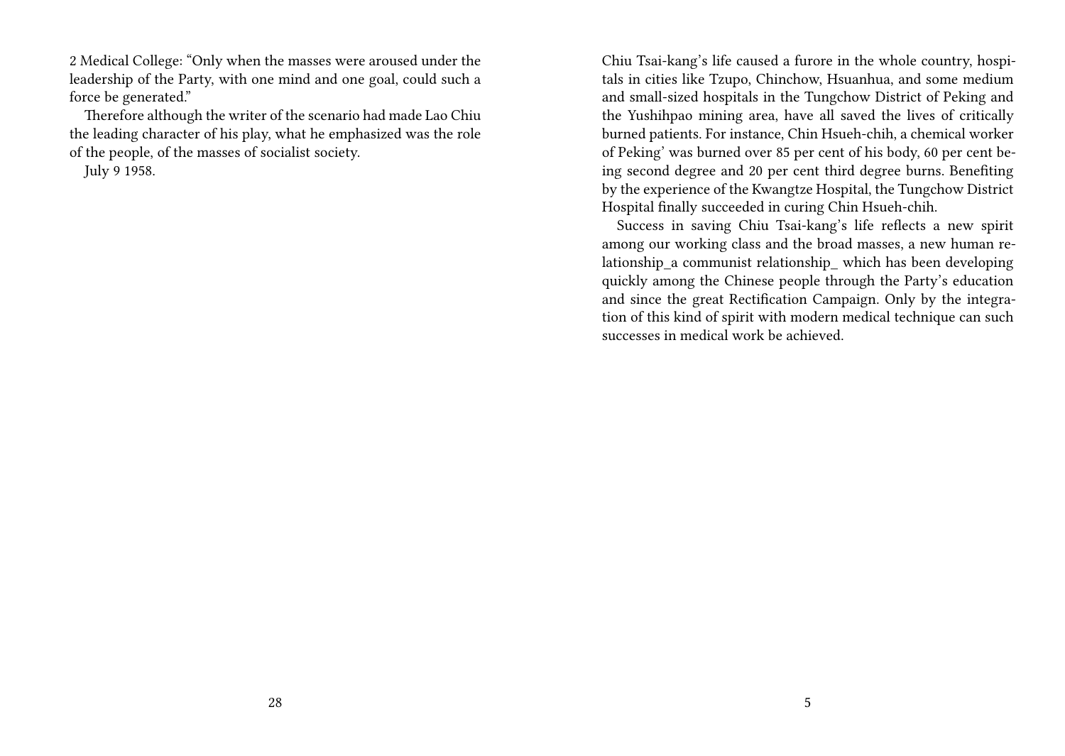2 Medical College: "Only when the masses were aroused under the leadership of the Party, with one mind and one goal, could such a force be generated."

Therefore although the writer of the scenario had made Lao Chiu the leading character of his play, what he emphasized was the role of the people, of the masses of socialist society.

July 9 1958.

Chiu Tsai-kang's life caused a furore in the whole country, hospitals in cities like Tzupo, Chinchow, Hsuanhua, and some medium and small-sized hospitals in the Tungchow District of Peking and the Yushihpao mining area, have all saved the lives of critically burned patients. For instance, Chin Hsueh-chih, a chemical worker of Peking' was burned over 85 per cent of his body, 60 per cent being second degree and 20 per cent third degree burns. Benefiting by the experience of the Kwangtze Hospital, the Tungchow District Hospital finally succeeded in curing Chin Hsueh-chih.

Success in saving Chiu Tsai-kang's life reflects a new spirit among our working class and the broad masses, a new human relationship_a communist relationship_ which has been developing quickly among the Chinese people through the Party's education and since the great Rectification Campaign. Only by the integration of this kind of spirit with modern medical technique can such successes in medical work be achieved.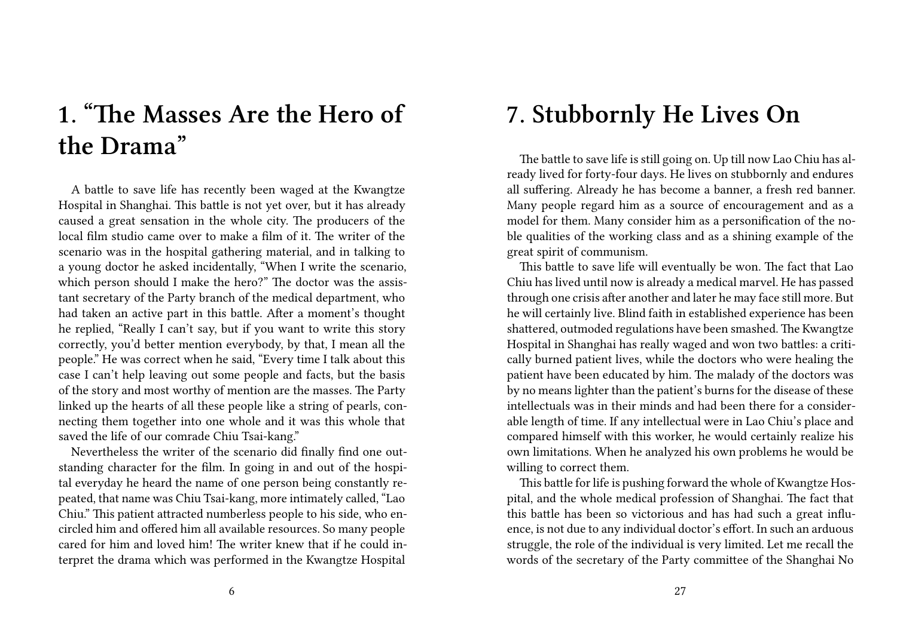# 1. "The Masses Are the Hero of the Drama"

A battle to save life has recently been waged at the Kwangtze Hospital in Shanghai. This battle is not yet over, but it has already caused a great sensation in the whole city. The producers of the local film studio came over to make a film of it. The writer of the scenario was in the hospital gathering material, and in talking to a young doctor he asked incidentally, "When I write the scenario, which person should I make the hero?" The doctor was the assistant secretary of the Party branch of the medical department, who had taken an active part in this battle. After a moment's thought he replied, "Really I can't say, but if you want to write this story correctly, you'd better mention everybody, by that, I mean all the people." He was correct when he said, "Every time I talk about this case I can't help leaving out some people and facts, but the basis of the story and most worthy of mention are the masses. The Party linked up the hearts of all these people like a string of pearls, connecting them together into one whole and it was this whole that saved the life of our comrade Chiu Tsai-kang."

Nevertheless the writer of the scenario did finally find one outstanding character for the film. In going in and out of the hospital everyday he heard the name of one person being constantly repeated, that name was Chiu Tsai-kang, more intimately called, "Lao Chiu." This patient attracted numberless people to his side, who encircled him and offered him all available resources. So many people cared for him and loved him! The writer knew that if he could interpret the drama which was performed in the Kwangtze Hospital

# 7. Stubbornly He Lives On

The battle to save life is still going on. Up till now Lao Chiu has already lived for forty-four days. He lives on stubbornly and endures all suffering. Already he has become a banner, a fresh red banner. Many people regard him as a source of encouragement and as a model for them. Many consider him as a personification of the noble qualities of the working class and as a shining example of the great spirit of communism.

This battle to save life will eventually be won. The fact that Lao Chiu has lived until now is already a medical marvel. He has passed through one crisis after another and later he may face still more. But he will certainly live. Blind faith in established experience has been shattered, outmoded regulations have been smashed. The Kwangtze Hospital in Shanghai has really waged and won two battles: a critically burned patient lives, while the doctors who were healing the patient have been educated by him. The malady of the doctors was by no means lighter than the patient's burns for the disease of these intellectuals was in their minds and had been there for a considerable length of time. If any intellectual were in Lao Chiu's place and compared himself with this worker, he would certainly realize his own limitations. When he analyzed his own problems he would be willing to correct them.

This battle for life is pushing forward the whole of Kwangtze Hospital, and the whole medical profession of Shanghai. The fact that this battle has been so victorious and has had such a great influence, is not due to any individual doctor's effort. In such an arduous struggle, the role of the individual is very limited. Let me recall the words of the secretary of the Party committee of the Shanghai No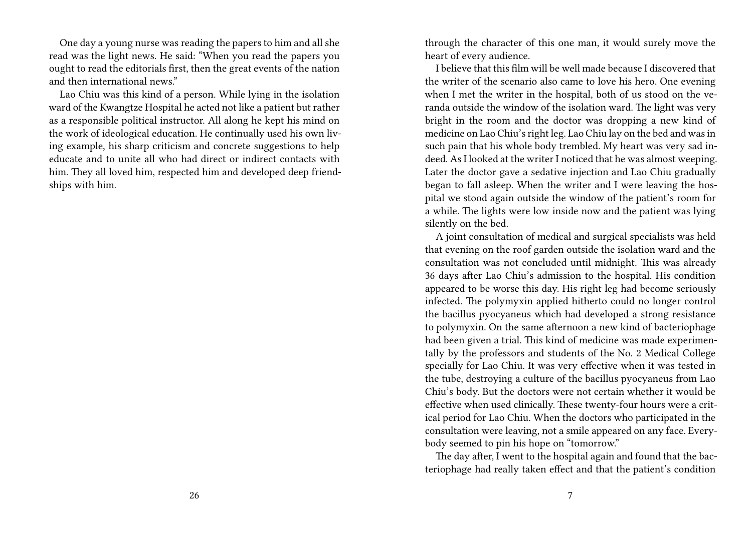One day a young nurse was reading the papers to him and all she read was the light news. He said: "When you read the papers you ought to read the editorials first, then the great events of the nation and then international news."

Lao Chiu was this kind of a person. While lying in the isolation ward of the Kwangtze Hospital he acted not like a patient but rather as a responsible political instructor. All along he kept his mind on the work of ideological education. He continually used his own living example, his sharp criticism and concrete suggestions to help educate and to unite all who had direct or indirect contacts with him. They all loved him, respected him and developed deep friendships with him.

through the character of this one man, it would surely move the heart of every audience.

I believe that this film will be well made because I discovered that the writer of the scenario also came to love his hero. One evening when I met the writer in the hospital, both of us stood on the veranda outside the window of the isolation ward. The light was very bright in the room and the doctor was dropping a new kind of medicine on Lao Chiu's right leg. Lao Chiu lay on the bed and was in such pain that his whole body trembled. My heart was very sad indeed. As I looked at the writer I noticed that he was almost weeping. Later the doctor gave a sedative injection and Lao Chiu gradually began to fall asleep. When the writer and I were leaving the hospital we stood again outside the window of the patient's room for a while. The lights were low inside now and the patient was lying silently on the bed.

A joint consultation of medical and surgical specialists was held that evening on the roof garden outside the isolation ward and the consultation was not concluded until midnight. This was already 36 days after Lao Chiu's admission to the hospital. His condition appeared to be worse this day. His right leg had become seriously infected. The polymyxin applied hitherto could no longer control the bacillus pyocyaneus which had developed a strong resistance to polymyxin. On the same afternoon a new kind of bacteriophage had been given a trial. This kind of medicine was made experimentally by the professors and students of the No. 2 Medical College specially for Lao Chiu. It was very effective when it was tested in the tube, destroying a culture of the bacillus pyocyaneus from Lao Chiu's body. But the doctors were not certain whether it would be effective when used clinically. These twenty-four hours were a critical period for Lao Chiu. When the doctors who participated in the consultation were leaving, not a smile appeared on any face. Everybody seemed to pin his hope on "tomorrow."

The day after, I went to the hospital again and found that the bacteriophage had really taken effect and that the patient's condition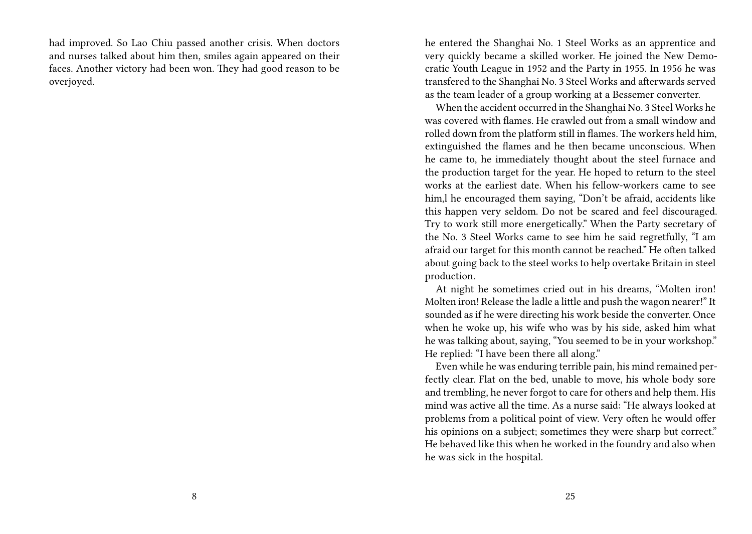had improved. So Lao Chiu passed another crisis. When doctors and nurses talked about him then, smiles again appeared on their faces. Another victory had been won. They had good reason to be overjoyed.

he entered the Shanghai No. 1 Steel Works as an apprentice and very quickly became a skilled worker. He joined the New Democratic Youth League in 1952 and the Party in 1955. In 1956 he was transfered to the Shanghai No. 3 Steel Works and afterwards served as the team leader of a group working at a Bessemer converter.

When the accident occurred in the Shanghai No. 3 Steel Works he was covered with flames. He crawled out from a small window and rolled down from the platform still in flames. The workers held him, extinguished the flames and he then became unconscious. When he came to, he immediately thought about the steel furnace and the production target for the year. He hoped to return to the steel works at the earliest date. When his fellow-workers came to see him,l he encouraged them saying, "Don't be afraid, accidents like this happen very seldom. Do not be scared and feel discouraged. Try to work still more energetically." When the Party secretary of the No. 3 Steel Works came to see him he said regretfully, "I am afraid our target for this month cannot be reached." He often talked about going back to the steel works to help overtake Britain in steel production.

At night he sometimes cried out in his dreams, "Molten iron! Molten iron! Release the ladle a little and push the wagon nearer!" It sounded as if he were directing his work beside the converter. Once when he woke up, his wife who was by his side, asked him what he was talking about, saying, "You seemed to be in your workshop." He replied: "I have been there all along."

Even while he was enduring terrible pain, his mind remained perfectly clear. Flat on the bed, unable to move, his whole body sore and trembling, he never forgot to care for others and help them. His mind was active all the time. As a nurse said: "He always looked at problems from a political point of view. Very often he would offer his opinions on a subject; sometimes they were sharp but correct." He behaved like this when he worked in the foundry and also when he was sick in the hospital.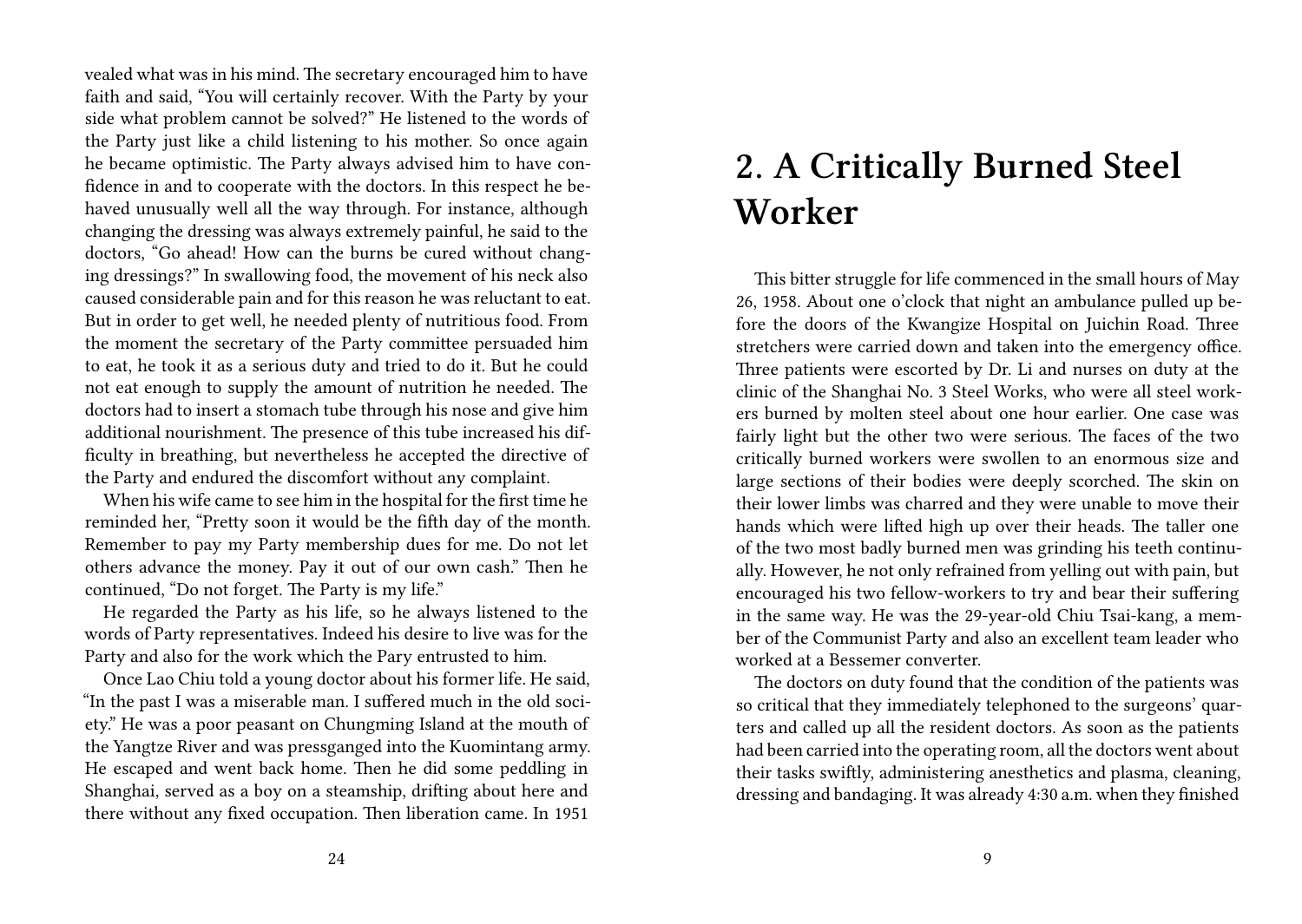vealed what was in his mind. The secretary encouraged him to have faith and said, "You will certainly recover. With the Party by your side what problem cannot be solved?" He listened to the words of the Party just like a child listening to his mother. So once again he became optimistic. The Party always advised him to have confidence in and to cooperate with the doctors. In this respect he behaved unusually well all the way through. For instance, although changing the dressing was always extremely painful, he said to the doctors, "Go ahead! How can the burns be cured without changing dressings?" In swallowing food, the movement of his neck also caused considerable pain and for this reason he was reluctant to eat. But in order to get well, he needed plenty of nutritious food. From the moment the secretary of the Party committee persuaded him to eat, he took it as a serious duty and tried to do it. But he could not eat enough to supply the amount of nutrition he needed. The doctors had to insert a stomach tube through his nose and give him additional nourishment. The presence of this tube increased his difficulty in breathing, but nevertheless he accepted the directive of the Party and endured the discomfort without any complaint.

When his wife came to see him in the hospital for the first time he reminded her, "Pretty soon it would be the fifth day of the month. Remember to pay my Party membership dues for me. Do not let others advance the money. Pay it out of our own cash." Then he continued, "Do not forget. The Party is my life."

He regarded the Party as his life, so he always listened to the words of Party representatives. Indeed his desire to live was for the Party and also for the work which the Pary entrusted to him.

Once Lao Chiu told a young doctor about his former life. He said, "In the past I was a miserable man. I suffered much in the old society." He was a poor peasant on Chungming Island at the mouth of the Yangtze River and was pressganged into the Kuomintang army. He escaped and went back home. Then he did some peddling in Shanghai, served as a boy on a steamship, drifting about here and there without any fixed occupation. Then liberation came. In 1951

# 2. A Critically Burned Steel Worker

This bitter struggle for life commenced in the small hours of May 26, 1958. About one o'clock that night an ambulance pulled up before the doors of the Kwangize Hospital on Juichin Road. Three stretchers were carried down and taken into the emergency office. Three patients were escorted by Dr. Li and nurses on duty at the clinic of the Shanghai No. 3 Steel Works, who were all steel workers burned by molten steel about one hour earlier. One case was fairly light but the other two were serious. The faces of the two critically burned workers were swollen to an enormous size and large sections of their bodies were deeply scorched. The skin on their lower limbs was charred and they were unable to move their hands which were lifted high up over their heads. The taller one of the two most badly burned men was grinding his teeth continually. However, he not only refrained from yelling out with pain, but encouraged his two fellow-workers to try and bear their suffering in the same way. He was the 29-year-old Chiu Tsai-kang, a member of the Communist Party and also an excellent team leader who worked at a Bessemer converter.

The doctors on duty found that the condition of the patients was so critical that they immediately telephoned to the surgeons' quarters and called up all the resident doctors. As soon as the patients had been carried into the operating room, all the doctors went about their tasks swiftly, administering anesthetics and plasma, cleaning, dressing and bandaging. It was already 4:30 a.m. when they finished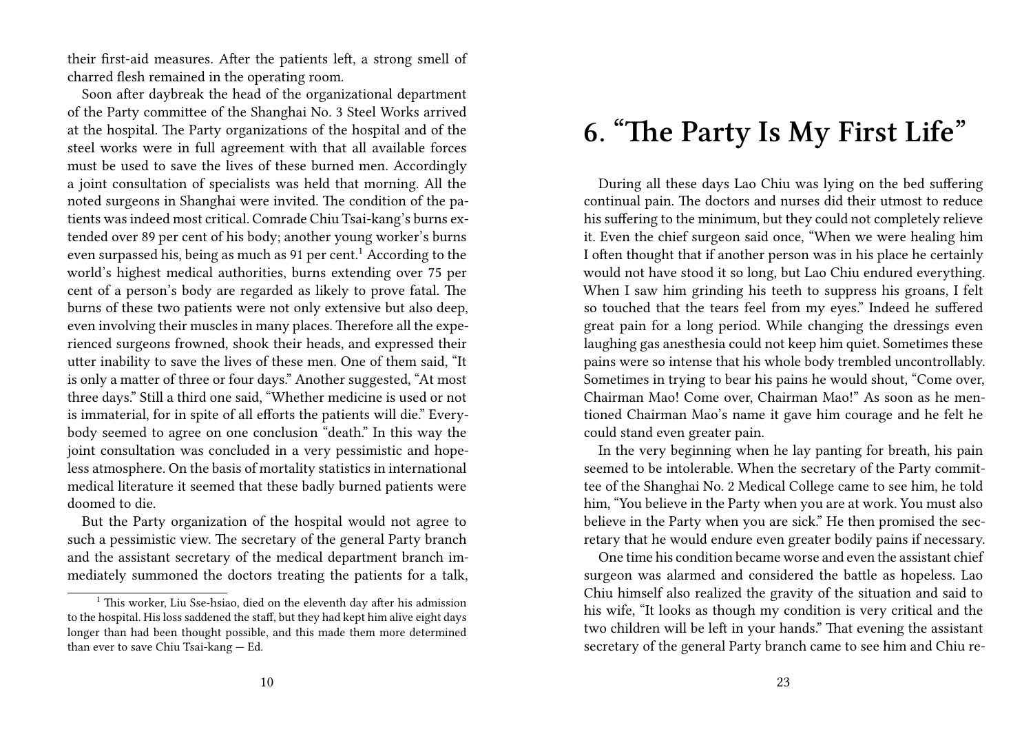their first-aid measures. After the patients left, a strong smell of charred flesh remained in the operating room.

Soon after daybreak the head of the organizational department of the Party committee of the Shanghai No. 3 Steel Works arrived at the hospital. The Party organizations of the hospital and of the steel works were in full agreement with that all available forces must be used to save the lives of these burned men. Accordingly a joint consultation of specialists was held that morning. All the noted surgeons in Shanghai were invited. The condition of the patients was indeed most critical. Comrade Chiu Tsai-kang's burns extended over 89 per cent of his body; another young worker's burns even surpassed his, being as much as 91 per cent.[1] According to the world's highest medical authorities, burns extending over 75 per cent of a person's body are regarded as likely to prove fatal. The burns of these two patients were not only extensive but also deep, even involving their muscles in many places. Therefore all the experienced surgeons frowned, shook their heads, and expressed their utter inability to save the lives of these men. One of them said, "It is only a matter of three or four days." Another suggested, "At most three days." Still a third one said, "Whether medicine is used or not is immaterial, for in spite of all efforts the patients will die." Everybody seemed to agree on one conclusion "death." In this way the joint consultation was concluded in a very pessimistic and hopeless atmosphere. On the basis of mortality statistics in international medical literature it seemed that these badly burned patients were doomed to die.

But the Party organization of the hospital would not agree to such a pessimistic view. The secretary of the general Party branch and the assistant secretary of the medical department branch immediately summoned the doctors treating the patients for a talk,

[1] This worker, Liu Sse-hsiao, died on the eleventh day after his admission to the hospital. His loss saddened the staff, but they had kept him alive eight days longer than had been thought possible, and this made them more determined than ever to save Chiu Tsai-kang — Ed.

# 6. "The Party Is My First Life"

During all these days Lao Chiu was lying on the bed suffering continual pain. The doctors and nurses did their utmost to reduce his suffering to the minimum, but they could not completely relieve it. Even the chief surgeon said once, "When we were healing him I often thought that if another person was in his place he certainly would not have stood it so long, but Lao Chiu endured everything. When I saw him grinding his teeth to suppress his groans, I felt so touched that the tears feel from my eyes." Indeed he suffered great pain for a long period. While changing the dressings even laughing gas anesthesia could not keep him quiet. Sometimes these pains were so intense that his whole body trembled uncontrollably. Sometimes in trying to bear his pains he would shout, "Come over, Chairman Mao! Come over, Chairman Mao!" As soon as he mentioned Chairman Mao's name it gave him courage and he felt he could stand even greater pain.

In the very beginning when he lay panting for breath, his pain seemed to be intolerable. When the secretary of the Party committee of the Shanghai No. 2 Medical College came to see him, he told him, "You believe in the Party when you are at work. You must also believe in the Party when you are sick." He then promised the secretary that he would endure even greater bodily pains if necessary.

One time his condition became worse and even the assistant chief surgeon was alarmed and considered the battle as hopeless. Lao Chiu himself also realized the gravity of the situation and said to his wife, "It looks as though my condition is very critical and the two children will be left in your hands." That evening the assistant secretary of the general Party branch came to see him and Chiu re-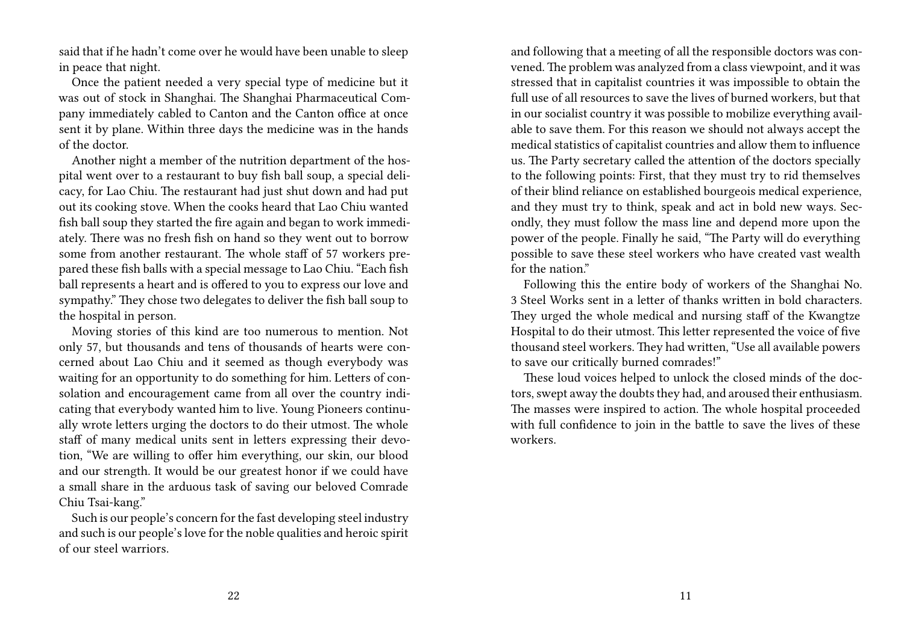said that if he hadn't come over he would have been unable to sleep in peace that night.

Once the patient needed a very special type of medicine but it was out of stock in Shanghai. The Shanghai Pharmaceutical Company immediately cabled to Canton and the Canton office at once sent it by plane. Within three days the medicine was in the hands of the doctor.

Another night a member of the nutrition department of the hospital went over to a restaurant to buy fish ball soup, a special delicacy, for Lao Chiu. The restaurant had just shut down and had put out its cooking stove. When the cooks heard that Lao Chiu wanted fish ball soup they started the fire again and began to work immediately. There was no fresh fish on hand so they went out to borrow some from another restaurant. The whole staff of 57 workers prepared these fish balls with a special message to Lao Chiu. "Each fish ball represents a heart and is offered to you to express our love and sympathy." They chose two delegates to deliver the fish ball soup to the hospital in person.

Moving stories of this kind are too numerous to mention. Not only 57, but thousands and tens of thousands of hearts were concerned about Lao Chiu and it seemed as though everybody was waiting for an opportunity to do something for him. Letters of consolation and encouragement came from all over the country indicating that everybody wanted him to live. Young Pioneers continually wrote letters urging the doctors to do their utmost. The whole staff of many medical units sent in letters expressing their devotion, "We are willing to offer him everything, our skin, our blood and our strength. It would be our greatest honor if we could have a small share in the arduous task of saving our beloved Comrade Chiu Tsai-kang."

Such is our people's concern for the fast developing steel industry and such is our people's love for the noble qualities and heroic spirit of our steel warriors.

and following that a meeting of all the responsible doctors was convened. The problem was analyzed from a class viewpoint, and it was stressed that in capitalist countries it was impossible to obtain the full use of all resources to save the lives of burned workers, but that in our socialist country it was possible to mobilize everything available to save them. For this reason we should not always accept the medical statistics of capitalist countries and allow them to influence us. The Party secretary called the attention of the doctors specially to the following points: First, that they must try to rid themselves of their blind reliance on established bourgeois medical experience, and they must try to think, speak and act in bold new ways. Secondly, they must follow the mass line and depend more upon the power of the people. Finally he said, "The Party will do everything possible to save these steel workers who have created vast wealth for the nation."

Following this the entire body of workers of the Shanghai No. 3 Steel Works sent in a letter of thanks written in bold characters. They urged the whole medical and nursing staff of the Kwangtze Hospital to do their utmost. This letter represented the voice of five thousand steel workers. They had written, "Use all available powers to save our critically burned comrades!"

These loud voices helped to unlock the closed minds of the doctors, swept away the doubts they had, and aroused their enthusiasm. The masses were inspired to action. The whole hospital proceeded with full confidence to join in the battle to save the lives of these workers.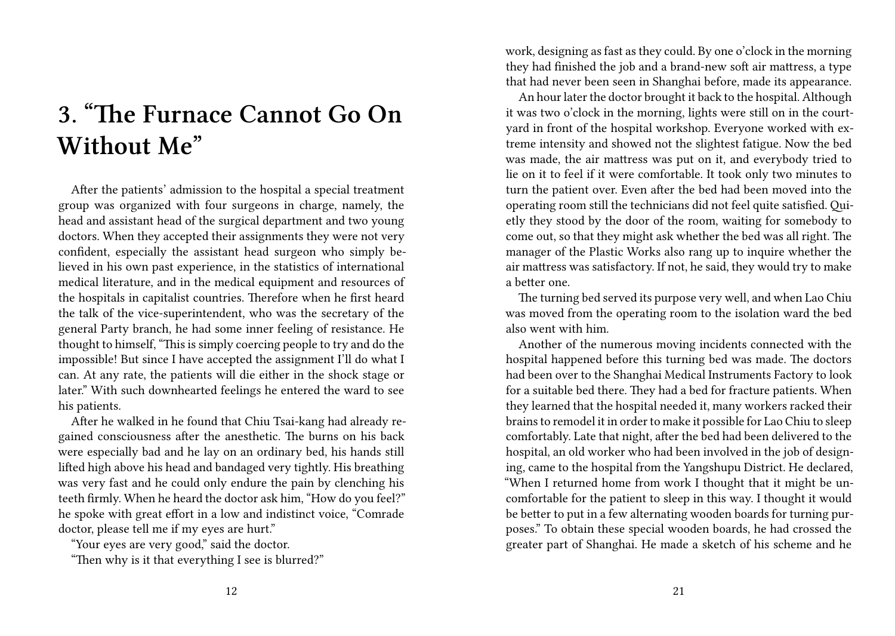# 3. "The Furnace Cannot Go On Without Me"

After the patients' admission to the hospital a special treatment group was organized with four surgeons in charge, namely, the head and assistant head of the surgical department and two young doctors. When they accepted their assignments they were not very confident, especially the assistant head surgeon who simply believed in his own past experience, in the statistics of international medical literature, and in the medical equipment and resources of the hospitals in capitalist countries. Therefore when he first heard the talk of the vice-superintendent, who was the secretary of the general Party branch, he had some inner feeling of resistance. He thought to himself, "This is simply coercing people to try and do the impossible! But since I have accepted the assignment I'll do what I can. At any rate, the patients will die either in the shock stage or later." With such downhearted feelings he entered the ward to see his patients.

After he walked in he found that Chiu Tsai-kang had already regained consciousness after the anesthetic. The burns on his back were especially bad and he lay on an ordinary bed, his hands still lifted high above his head and bandaged very tightly. His breathing was very fast and he could only endure the pain by clenching his teeth firmly. When he heard the doctor ask him, "How do you feel?" he spoke with great effort in a low and indistinct voice, "Comrade doctor, please tell me if my eyes are hurt."

"Your eyes are very good," said the doctor.

"Then why is it that everything I see is blurred?"

work, designing as fast as they could. By one o'clock in the morning they had finished the job and a brand-new soft air mattress, a type that had never been seen in Shanghai before, made its appearance.

An hour later the doctor brought it back to the hospital. Although it was two o'clock in the morning, lights were still on in the courtyard in front of the hospital workshop. Everyone worked with extreme intensity and showed not the slightest fatigue. Now the bed was made, the air mattress was put on it, and everybody tried to lie on it to feel if it were comfortable. It took only two minutes to turn the patient over. Even after the bed had been moved into the operating room still the technicians did not feel quite satisfied. Quietly they stood by the door of the room, waiting for somebody to come out, so that they might ask whether the bed was all right. The manager of the Plastic Works also rang up to inquire whether the air mattress was satisfactory. If not, he said, they would try to make a better one.

The turning bed served its purpose very well, and when Lao Chiu was moved from the operating room to the isolation ward the bed also went with him.

Another of the numerous moving incidents connected with the hospital happened before this turning bed was made. The doctors had been over to the Shanghai Medical Instruments Factory to look for a suitable bed there. They had a bed for fracture patients. When they learned that the hospital needed it, many workers racked their brains to remodel it in order to make it possible for Lao Chiu to sleep comfortably. Late that night, after the bed had been delivered to the hospital, an old worker who had been involved in the job of designing, came to the hospital from the Yangshupu District. He declared, "When I returned home from work I thought that it might be uncomfortable for the patient to sleep in this way. I thought it would be better to put in a few alternating wooden boards for turning purposes." To obtain these special wooden boards, he had crossed the greater part of Shanghai. He made a sketch of his scheme and he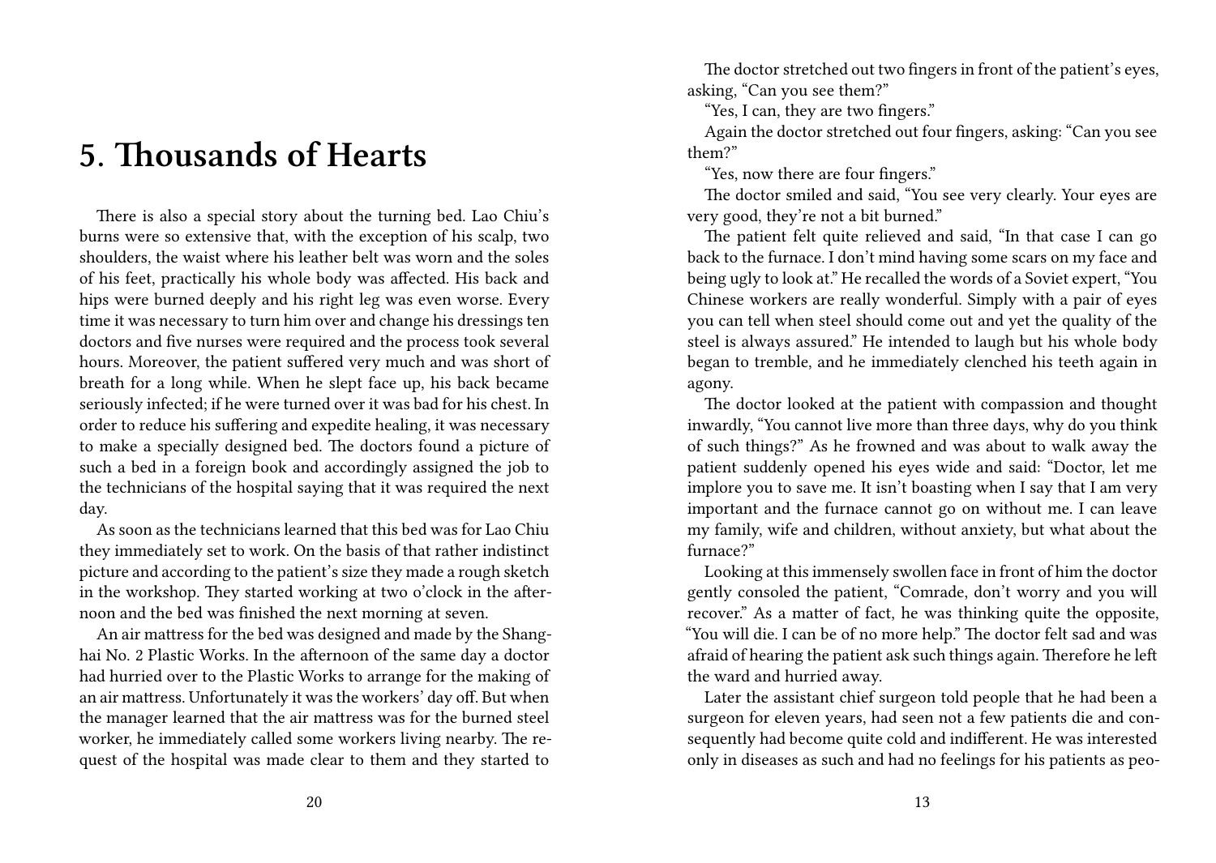# 5. Thousands of Hearts

There is also a special story about the turning bed. Lao Chiu's burns were so extensive that, with the exception of his scalp, two shoulders, the waist where his leather belt was worn and the soles of his feet, practically his whole body was affected. His back and hips were burned deeply and his right leg was even worse. Every time it was necessary to turn him over and change his dressings ten doctors and five nurses were required and the process took several hours. Moreover, the patient suffered very much and was short of breath for a long while. When he slept face up, his back became seriously infected; if he were turned over it was bad for his chest. In order to reduce his suffering and expedite healing, it was necessary to make a specially designed bed. The doctors found a picture of such a bed in a foreign book and accordingly assigned the job to the technicians of the hospital saying that it was required the next day.

As soon as the technicians learned that this bed was for Lao Chiu they immediately set to work. On the basis of that rather indistinct picture and according to the patient's size they made a rough sketch in the workshop. They started working at two o'clock in the afternoon and the bed was finished the next morning at seven.

An air mattress for the bed was designed and made by the Shanghai No. 2 Plastic Works. In the afternoon of the same day a doctor had hurried over to the Plastic Works to arrange for the making of an air mattress. Unfortunately it was the workers' day off. But when the manager learned that the air mattress was for the burned steel worker, he immediately called some workers living nearby. The request of the hospital was made clear to them and they started to

The doctor stretched out two fingers in front of the patient's eyes, asking, "Can you see them?"

"Yes, I can, they are two fingers."

Again the doctor stretched out four fingers, asking: "Can you see them?"

"Yes, now there are four fingers."

The doctor smiled and said, "You see very clearly. Your eyes are very good, they're not a bit burned."

The patient felt quite relieved and said, "In that case I can go back to the furnace. I don't mind having some scars on my face and being ugly to look at." He recalled the words of a Soviet expert, "You Chinese workers are really wonderful. Simply with a pair of eyes you can tell when steel should come out and yet the quality of the steel is always assured." He intended to laugh but his whole body began to tremble, and he immediately clenched his teeth again in agony.

The doctor looked at the patient with compassion and thought inwardly, "You cannot live more than three days, why do you think of such things?" As he frowned and was about to walk away the patient suddenly opened his eyes wide and said: "Doctor, let me implore you to save me. It isn't boasting when I say that I am very important and the furnace cannot go on without me. I can leave my family, wife and children, without anxiety, but what about the furnace?"

Looking at this immensely swollen face in front of him the doctor gently consoled the patient, "Comrade, don't worry and you will recover." As a matter of fact, he was thinking quite the opposite, "You will die. I can be of no more help." The doctor felt sad and was afraid of hearing the patient ask such things again. Therefore he left the ward and hurried away.

Later the assistant chief surgeon told people that he had been a surgeon for eleven years, had seen not a few patients die and consequently had become quite cold and indifferent. He was interested only in diseases as such and had no feelings for his patients as peo-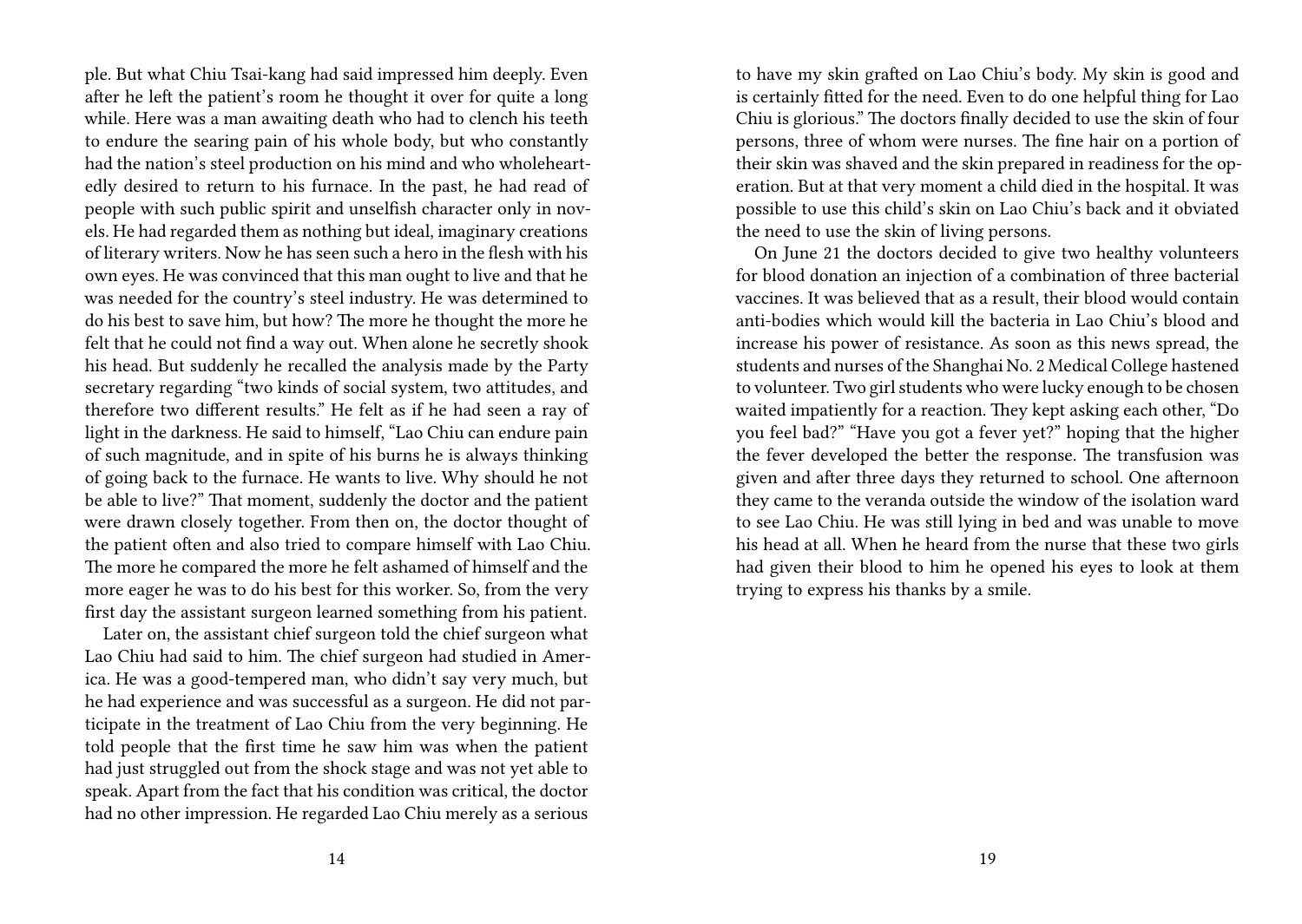ple. But what Chiu Tsai-kang had said impressed him deeply. Even after he left the patient's room he thought it over for quite a long while. Here was a man awaiting death who had to clench his teeth to endure the searing pain of his whole body, but who constantly had the nation's steel production on his mind and who wholeheartedly desired to return to his furnace. In the past, he had read of people with such public spirit and unselfish character only in novels. He had regarded them as nothing but ideal, imaginary creations of literary writers. Now he has seen such a hero in the flesh with his own eyes. He was convinced that this man ought to live and that he was needed for the country's steel industry. He was determined to do his best to save him, but how? The more he thought the more he felt that he could not find a way out. When alone he secretly shook his head. But suddenly he recalled the analysis made by the Party secretary regarding "two kinds of social system, two attitudes, and therefore two different results." He felt as if he had seen a ray of light in the darkness. He said to himself, "Lao Chiu can endure pain of such magnitude, and in spite of his burns he is always thinking of going back to the furnace. He wants to live. Why should he not be able to live?" That moment, suddenly the doctor and the patient were drawn closely together. From then on, the doctor thought of the patient often and also tried to compare himself with Lao Chiu. The more he compared the more he felt ashamed of himself and the more eager he was to do his best for this worker. So, from the very first day the assistant surgeon learned something from his patient.

Later on, the assistant chief surgeon told the chief surgeon what Lao Chiu had said to him. The chief surgeon had studied in America. He was a good-tempered man, who didn't say very much, but he had experience and was successful as a surgeon. He did not participate in the treatment of Lao Chiu from the very beginning. He told people that the first time he saw him was when the patient had just struggled out from the shock stage and was not yet able to speak. Apart from the fact that his condition was critical, the doctor had no other impression. He regarded Lao Chiu merely as a serious

to have my skin grafted on Lao Chiu's body. My skin is good and is certainly fitted for the need. Even to do one helpful thing for Lao Chiu is glorious." The doctors finally decided to use the skin of four persons, three of whom were nurses. The fine hair on a portion of their skin was shaved and the skin prepared in readiness for the operation. But at that very moment a child died in the hospital. It was possible to use this child's skin on Lao Chiu's back and it obviated the need to use the skin of living persons.

On June 21 the doctors decided to give two healthy volunteers for blood donation an injection of a combination of three bacterial vaccines. It was believed that as a result, their blood would contain anti-bodies which would kill the bacteria in Lao Chiu's blood and increase his power of resistance. As soon as this news spread, the students and nurses of the Shanghai No. 2 Medical College hastened to volunteer. Two girl students who were lucky enough to be chosen waited impatiently for a reaction. They kept asking each other, "Do you feel bad?" "Have you got a fever yet?" hoping that the higher the fever developed the better the response. The transfusion was given and after three days they returned to school. One afternoon they came to the veranda outside the window of the isolation ward to see Lao Chiu. He was still lying in bed and was unable to move his head at all. When he heard from the nurse that these two girls had given their blood to him he opened his eyes to look at them trying to express his thanks by a smile.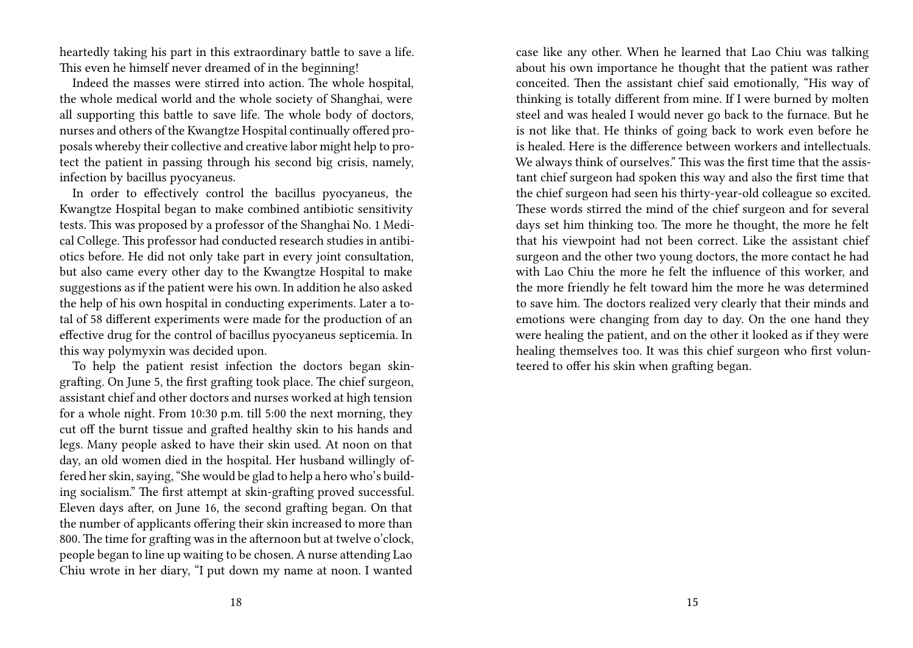heartedly taking his part in this extraordinary battle to save a life. This even he himself never dreamed of in the beginning!

Indeed the masses were stirred into action. The whole hospital, the whole medical world and the whole society of Shanghai, were all supporting this battle to save life. The whole body of doctors, nurses and others of the Kwangtze Hospital continually offered proposals whereby their collective and creative labor might help to protect the patient in passing through his second big crisis, namely, infection by bacillus pyocyaneus.

In order to effectively control the bacillus pyocyaneus, the Kwangtze Hospital began to make combined antibiotic sensitivity tests. This was proposed by a professor of the Shanghai No. 1 Medical College. This professor had conducted research studies in antibiotics before. He did not only take part in every joint consultation, but also came every other day to the Kwangtze Hospital to make suggestions as if the patient were his own. In addition he also asked the help of his own hospital in conducting experiments. Later a total of 58 different experiments were made for the production of an effective drug for the control of bacillus pyocyaneus septicemia. In this way polymyxin was decided upon.

To help the patient resist infection the doctors began skin-grafting. On June 5, the first grafting took place. The chief surgeon, assistant chief and other doctors and nurses worked at high tension for a whole night. From 10:30 p.m. till 5:00 the next morning, they cut off the burnt tissue and grafted healthy skin to his hands and legs. Many people asked to have their skin used. At noon on that day, an old women died in the hospital. Her husband willingly offered her skin, saying, "She would be glad to help a hero who's building socialism." The first attempt at skin-grafting proved successful. Eleven days after, on June 16, the second grafting began. On that the number of applicants offering their skin increased to more than 800. The time for grafting was in the afternoon but at twelve o'clock, people began to line up waiting to be chosen. A nurse attending Lao Chiu wrote in her diary, "I put down my name at noon. I wanted

case like any other. When he learned that Lao Chiu was talking about his own importance he thought that the patient was rather conceited. Then the assistant chief said emotionally, "His way of thinking is totally different from mine. If I were burned by molten steel and was healed I would never go back to the furnace. But he is not like that. He thinks of going back to work even before he is healed. Here is the difference between workers and intellectuals. We always think of ourselves." This was the first time that the assistant chief surgeon had spoken this way and also the first time that the chief surgeon had seen his thirty-year-old colleague so excited. These words stirred the mind of the chief surgeon and for several days set him thinking too. The more he thought, the more he felt that his viewpoint had not been correct. Like the assistant chief surgeon and the other two young doctors, the more contact he had with Lao Chiu the more he felt the influence of this worker, and the more friendly he felt toward him the more he was determined to save him. The doctors realized very clearly that their minds and emotions were changing from day to day. On the one hand they were healing the patient, and on the other it looked as if they were healing themselves too. It was this chief surgeon who first volunteered to offer his skin when grafting began.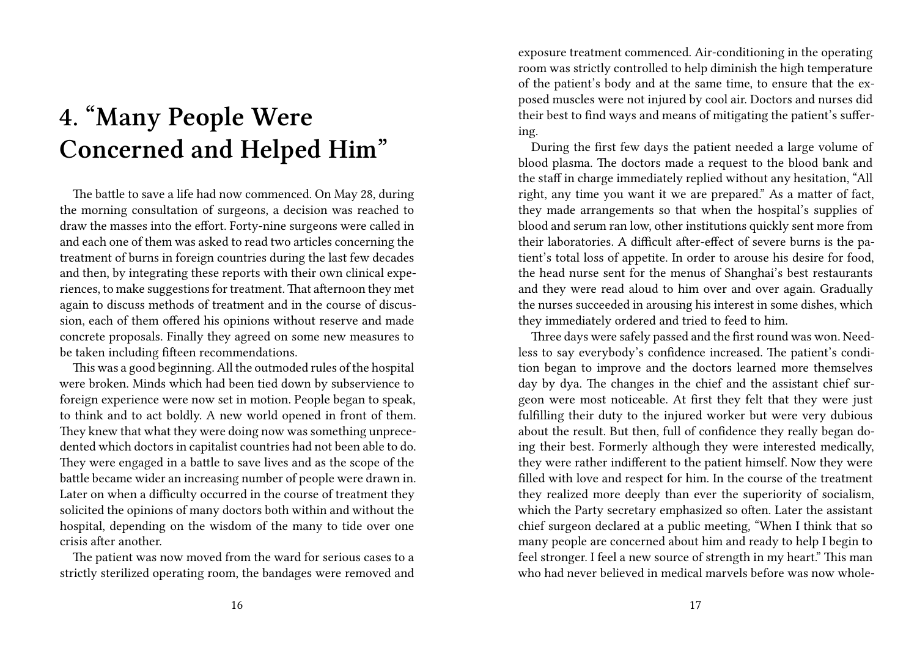# 4. "Many People Were Concerned and Helped Him"

The battle to save a life had now commenced. On May 28, during the morning consultation of surgeons, a decision was reached to draw the masses into the effort. Forty-nine surgeons were called in and each one of them was asked to read two articles concerning the treatment of burns in foreign countries during the last few decades and then, by integrating these reports with their own clinical experiences, to make suggestions for treatment. That afternoon they met again to discuss methods of treatment and in the course of discussion, each of them offered his opinions without reserve and made concrete proposals. Finally they agreed on some new measures to be taken including fifteen recommendations.

This was a good beginning. All the outmoded rules of the hospital were broken. Minds which had been tied down by subservience to foreign experience were now set in motion. People began to speak, to think and to act boldly. A new world opened in front of them. They knew that what they were doing now was something unprecedented which doctors in capitalist countries had not been able to do. They were engaged in a battle to save lives and as the scope of the battle became wider an increasing number of people were drawn in. Later on when a difficulty occurred in the course of treatment they solicited the opinions of many doctors both within and without the hospital, depending on the wisdom of the many to tide over one crisis after another.

The patient was now moved from the ward for serious cases to a strictly sterilized operating room, the bandages were removed and exposure treatment commenced. Air-conditioning in the operating room was strictly controlled to help diminish the high temperature of the patient's body and at the same time, to ensure that the exposed muscles were not injured by cool air. Doctors and nurses did their best to find ways and means of mitigating the patient's suffering.

During the first few days the patient needed a large volume of blood plasma. The doctors made a request to the blood bank and the staff in charge immediately replied without any hesitation, "All right, any time you want it we are prepared." As a matter of fact, they made arrangements so that when the hospital's supplies of blood and serum ran low, other institutions quickly sent more from their laboratories. A difficult after-effect of severe burns is the patient's total loss of appetite. In order to arouse his desire for food, the head nurse sent for the menus of Shanghai's best restaurants and they were read aloud to him over and over again. Gradually the nurses succeeded in arousing his interest in some dishes, which they immediately ordered and tried to feed to him.

Three days were safely passed and the first round was won. Needless to say everybody's confidence increased. The patient's condition began to improve and the doctors learned more themselves day by dya. The changes in the chief and the assistant chief surgeon were most noticeable. At first they felt that they were just fulfilling their duty to the injured worker but were very dubious about the result. But then, full of confidence they really began doing their best. Formerly although they were interested medically, they were rather indifferent to the patient himself. Now they were filled with love and respect for him. In the course of the treatment they realized more deeply than ever the superiority of socialism, which the Party secretary emphasized so often. Later the assistant chief surgeon declared at a public meeting, "When I think that so many people are concerned about him and ready to help I begin to feel stronger. I feel a new source of strength in my heart." This man who had never believed in medical marvels before was now whole-